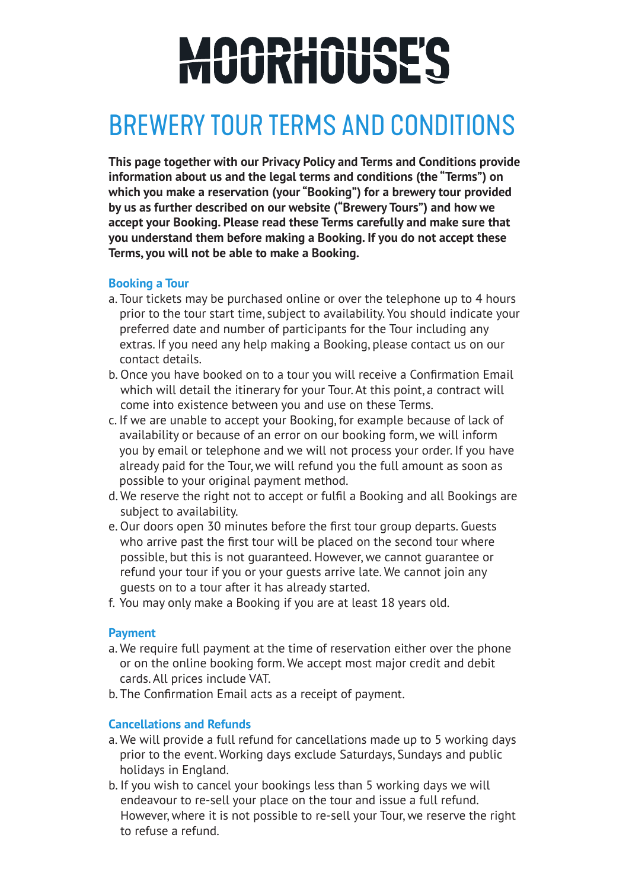# MOORHOUSE'S

## BREWERY TOUR TERMS AND CONDITIONS

**This page together with our Privacy Policy and Terms and Conditions provide information about us and the legal terms and conditions (the "Terms") on which you make a reservation (your "Booking") for a brewery tour provided by us as further described on our website ("Brewery Tours") and how we accept your Booking. Please read these Terms carefully and make sure that you understand them before making a Booking. If you do not accept these Terms, you will not be able to make a Booking.**

### Booking a Tour

a. Tour tickets may be purchased online or over the telephone up to 4 hours prior to the tour start time, subject to availability. You should indicate your preferred date and number of participants for the Tour including any extras. If you need any help making a Booking, please contact us on our contact details.

b. Once you have booked on to a tour you will receive a Confirmation Email which will detail the itinerary for your Tour. At this point, a contract will come into existence between you and use on these Terms.

c. If we are unable to accept your Booking, for example because of lack of availability or because of an error on our booking form, we will inform you by email or telephone and we will not process your order. If you have already paid for the Tour, we will refund you the full amount as soon as possible to your original payment method.

d. We reserve the right not to accept or fulfil a Booking and all Bookings are subject to availability.

e. Our doors open 30 minutes before the first tour group departs. Guests who arrive past the first tour will be placed on the second tour where possible, but this is not guaranteed. However, we cannot guarantee or refund your tour if you or your guests arrive late. We cannot join any guests on to a tour after it has already started.

f. You may only make a Booking if you are at least 18 years old.

### Payment

a. We require full payment at the time of reservation either over the phone or on the online booking form. We accept most major credit and debit cards. All prices include VAT.

b. The Confirmation Email acts as a receipt of payment.

### Cancellations and Refunds

a. We will provide a full refund for cancellations made up to 5 working days prior to the event. Working days exclude Saturdays, Sundays and public holidays in England.

b. If you wish to cancel your bookings less than 5 working days we will endeavour to re-sell your place on the tour and issue a full refund. However, where it is not possible to re-sell your Tour, we reserve the right to refuse a refund.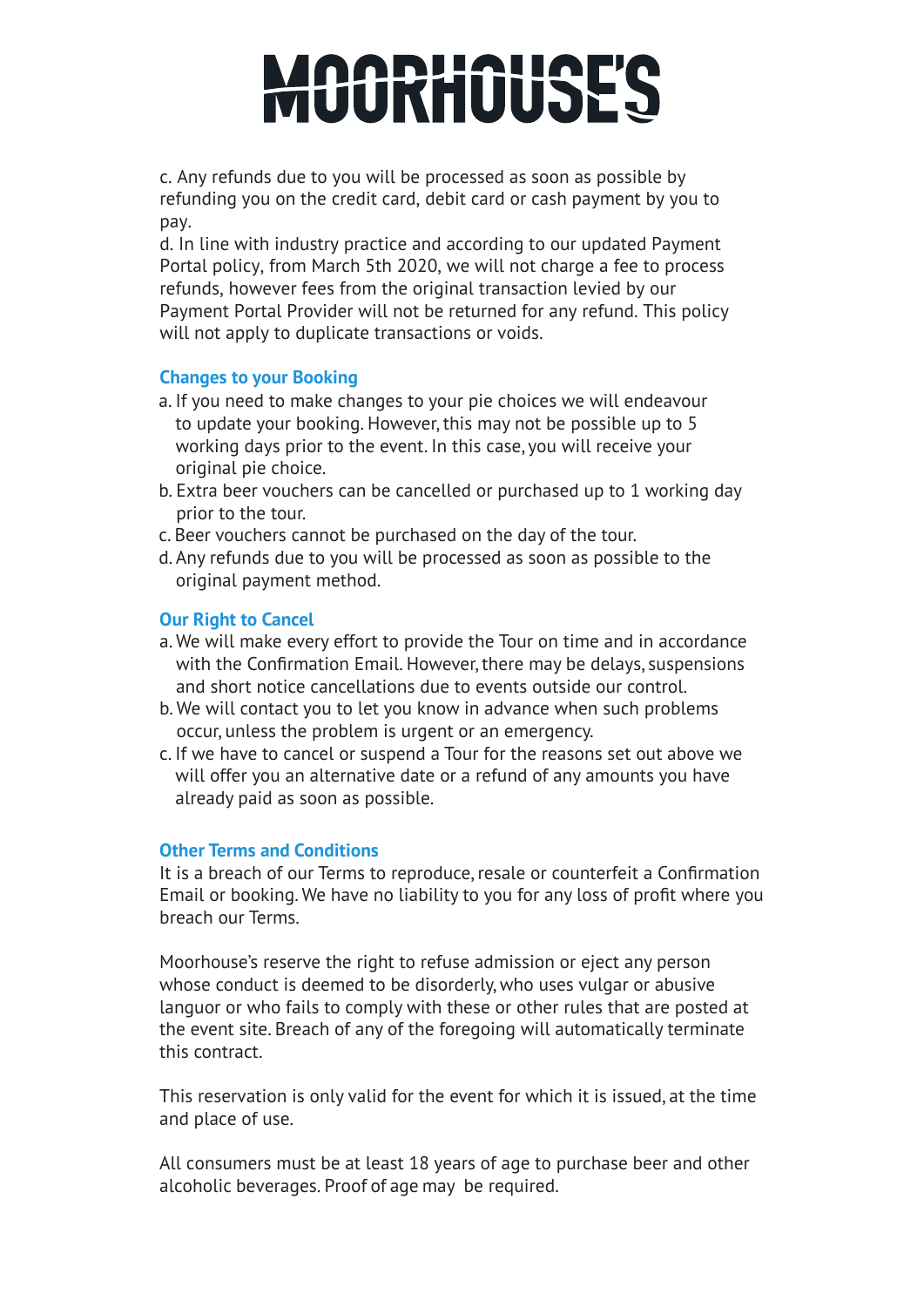# MOORHOUSE'S

c. Any refunds due to you will be processed as soon as possible by refunding you on the credit card, debit card or cash payment by you to pay.

d. In line with industry practice and according to our updated Payment Portal policy, from March 5th 2020, we will not charge a fee to process refunds, however fees from the original transaction levied by our Payment Portal Provider will not be returned for any refund. This policy will not apply to duplicate transactions or voids.

### Changes to your Booking

a. If you need to make changes to your pie choices we will endeavour to update your booking. However, this may not be possible up to 5 working days prior to the event. In this case, you will receive your original pie choice.

b. Extra beer vouchers can be cancelled or purchased up to 1 working day prior to the tour.

c. Beer vouchers cannot be purchased on the day of the tour.

d. Any refunds due to you will be processed as soon as possible to the original payment method.

### Our Right to Cancel

a. We will make every effort to provide the Tour on time and in accordance with the Confirmation Email. However, there may be delays, suspensions and short notice cancellations due to events outside our control.

b. We will contact you to let you know in advance when such problems occur, unless the problem is urgent or an emergency.

c. If we have to cancel or suspend a Tour for the reasons set out above we will offer you an alternative date or a refund of any amounts you have already paid as soon as possible.

### Other Terms and Conditions

It is a breach of our Terms to reproduce, resale or counterfeit a Confirmation Email or booking. We have no liability to you for any loss of profit where you breach our Terms.

Moorhouse's reserve the right to refuse admission or eject any person whose conduct is deemed to be disorderly, who uses vulgar or abusive languor or who fails to comply with these or other rules that are posted at the event site. Breach of any of the foregoing will automatically terminate this contract.

This reservation is only valid for the event for which it is issued, at the time and place of use.

All consumers must be at least 18 years of age to purchase beer and other alcoholic beverages. Proof of age may be required.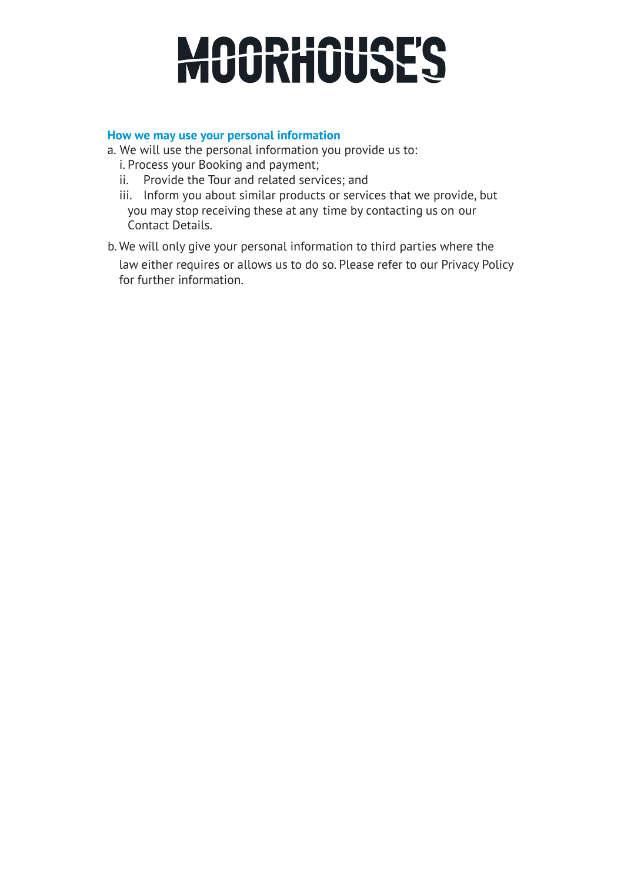# MOORHOUSE'S

## How we may use your personal information

a. We will use the personal information you provide us to:
   i. Process your Booking and payment;
   ii. Provide the Tour and related services; and
   iii. Inform you about similar products or services that we provide, but you may stop receiving these at any time by contacting us on our Contact Details.

b. We will only give your personal information to third parties where the law either requires or allows us to do so. Please refer to our Privacy Policy for further information.